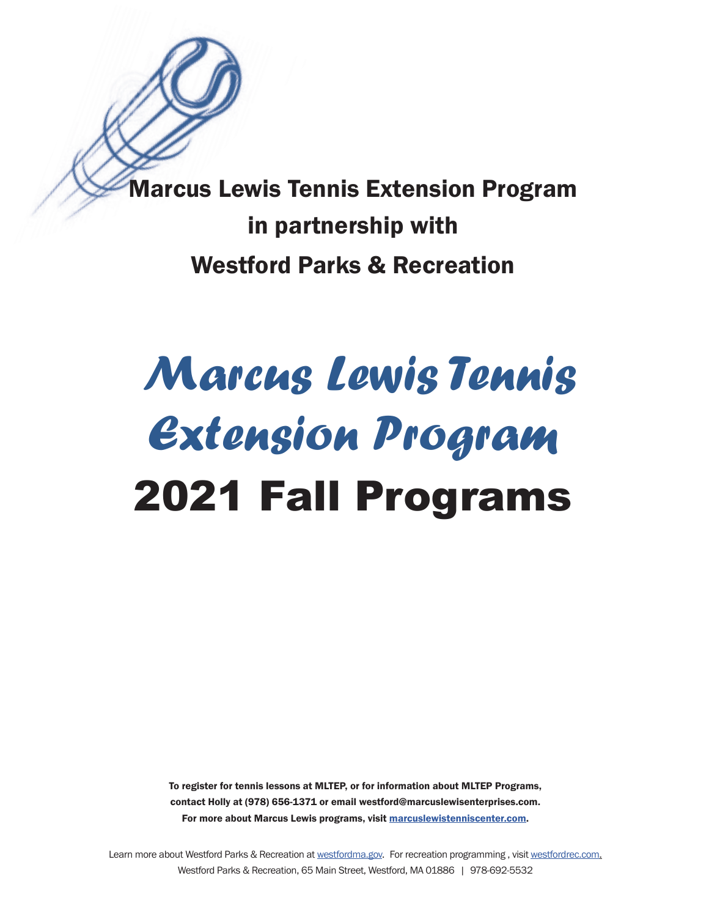## Marcus Lewis Tennis Extension Program

## in partnership with

## Westford Parks & Recreation

# *Marcus Lewis Tennis Extension Program*

# 2021 Fall Programs

**To register for tennis lessons at MLTEP, or for information about MLTEP Programs, contact Holly at (978) 656-1371 or email westford@marcuslewisenterprises.com. For more about Marcus Lewis programs, visit [marcuslewistenniscenter.com](marcuslewistenniscenter.com).**

Learn more about Westford Parks & Recreation at [westfordma.gov](westfordma.gov). For recreation programming , visit [westfordrec.com.](westfordrec.com)
Westford Parks & Recreation, 65 Main Street, Westford, MA 01886 | 978-692-5532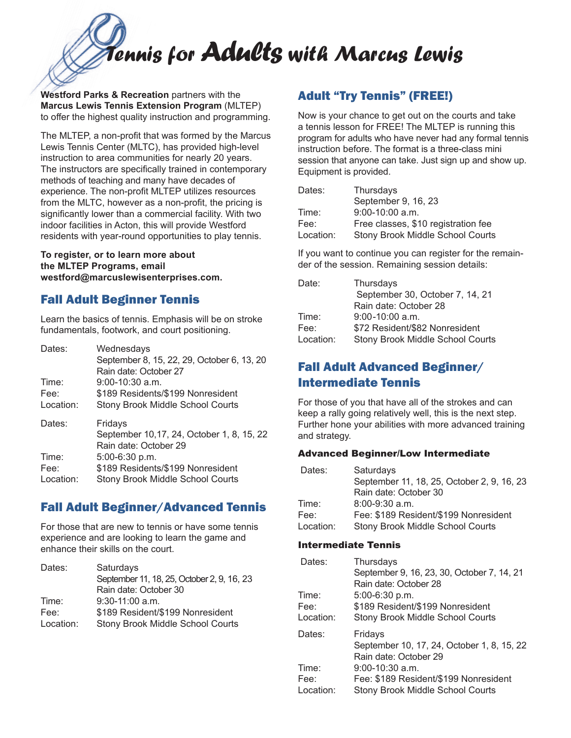# Tennis for Adults with Marcus Lewis

**Westford Parks & Recreation** partners with the **Marcus Lewis Tennis Extension Program** (MLTEP) to offer the highest quality instruction and programming.

The MLTEP, a non-profit that was formed by the Marcus Lewis Tennis Center (MLTC), has provided high-level instruction to area communities for nearly 20 years. The instructors are specifically trained in contemporary methods of teaching and many have decades of experience. The non-profit MLTEP utilizes resources from the MLTC, however as a non-profit, the pricing is significantly lower than a commercial facility. With two indoor facilities in Acton, this will provide Westford residents with year-round opportunities to play tennis.

**To register, or to learn more about the MLTEP Programs, email westford@marcuslewisenterprises.com.**

## Fall Adult Beginner Tennis

Learn the basics of tennis. Emphasis will be on stroke fundamentals, footwork, and court positioning.

| | |
|---|---|
| Dates: | Wednesdays<br>September 8, 15, 22, 29, October 6, 13, 20<br>Rain date: October 27 |
| Time: | 9:00-10:30 a.m. |
| Fee: | $189 Residents/$199 Nonresident |
| Location: | Stony Brook Middle School Courts |

| | |
|---|---|
| Dates: | Fridays<br>September 10,17, 24, October 1, 8, 15, 22<br>Rain date: October 29 |
| Time: | 5:00-6:30 p.m. |
| Fee: | $189 Residents/$199 Nonresident |
| Location: | Stony Brook Middle School Courts |

## Fall Adult Beginner/Advanced Tennis

For those that are new to tennis or have some tennis experience and are looking to learn the game and enhance their skills on the court.

| | |
|---|---|
| Dates: | Saturdays<br>September 11, 18, 25, October 2, 9, 16, 23<br>Rain date: October 30 |
| Time: | 9:30-11:00 a.m. |
| Fee: | $189 Resident/$199 Nonresident |
| Location: | Stony Brook Middle School Courts |

## Adult "Try Tennis" (FREE!)

Now is your chance to get out on the courts and take a tennis lesson for FREE! The MLTEP is running this program for adults who have never had any formal tennis instruction before. The format is a three-class mini session that anyone can take. Just sign up and show up. Equipment is provided.

| | |
|---|---|
| Dates: | Thursdays<br>September 9, 16, 23 |
| Time: | 9:00-10:00 a.m. |
| Fee: | Free classes, $10 registration fee |
| Location: | Stony Brook Middle School Courts |

If you want to continue you can register for the remainder of the session. Remaining session details:

| | |
|---|---|
| Date: | Thursdays<br>September 30, October 7, 14, 21<br>Rain date: October 28 |
| Time: | 9:00-10:00 a.m. |
| Fee: | $72 Resident/$82 Nonresident |
| Location: | Stony Brook Middle School Courts |

## Fall Adult Advanced Beginner/ Intermediate Tennis

For those of you that have all of the strokes and can keep a rally going relatively well, this is the next step. Further hone your abilities with more advanced training and strategy.

### Advanced Beginner/Low Intermediate

| | |
|---|---|
| Dates: | Saturdays<br>September 11, 18, 25, October 2, 9, 16, 23<br>Rain date: October 30 |
| Time: | 8:00-9:30 a.m. |
| Fee: | Fee: $189 Resident/$199 Nonresident |
| Location: | Stony Brook Middle School Courts |

### Intermediate Tennis

| | |
|---|---|
| Dates: | Thursdays<br>September 9, 16, 23, 30, October 7, 14, 21<br>Rain date: October 28 |
| Time: | 5:00-6:30 p.m. |
| Fee: | $189 Resident/$199 Nonresident |
| Location: | Stony Brook Middle School Courts |

| | |
|---|---|
| Dates: | Fridays<br>September 10, 17, 24, October 1, 8, 15, 22<br>Rain date: October 29 |
| Time: | 9:00-10:30 a.m. |
| Fee: | Fee: $189 Resident/$199 Nonresident |
| Location: | Stony Brook Middle School Courts |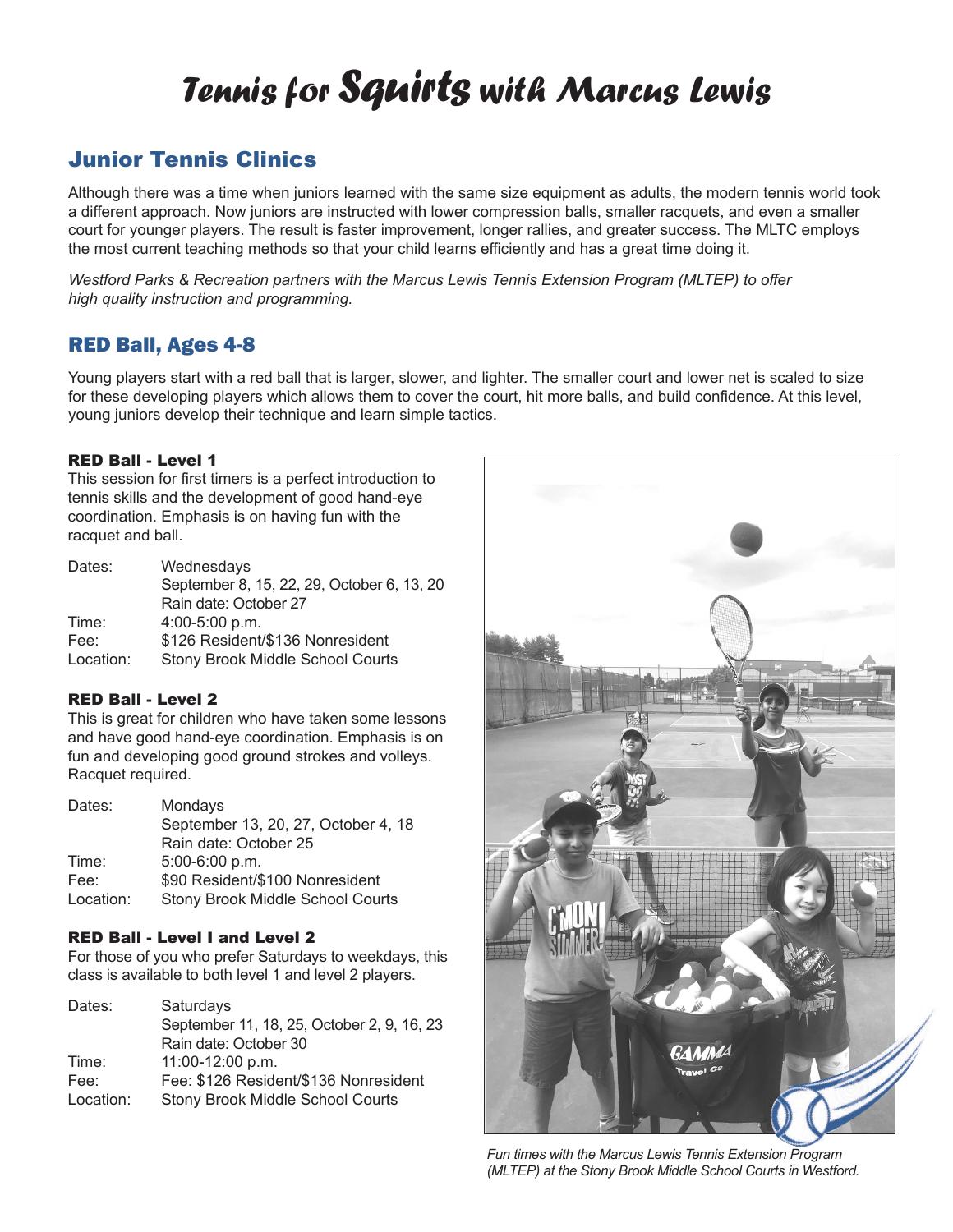# Tennis for Squirts with Marcus Lewis

## Junior Tennis Clinics

Although there was a time when juniors learned with the same size equipment as adults, the modern tennis world took a different approach. Now juniors are instructed with lower compression balls, smaller racquets, and even a smaller court for younger players. The result is faster improvement, longer rallies, and greater success. The MLTC employs the most current teaching methods so that your child learns efficiently and has a great time doing it.

*Westford Parks & Recreation partners with the Marcus Lewis Tennis Extension Program (MLTEP) to offer high quality instruction and programming.*

## RED Ball, Ages 4-8

Young players start with a red ball that is larger, slower, and lighter. The smaller court and lower net is scaled to size for these developing players which allows them to cover the court, hit more balls, and build confidence. At this level, young juniors develop their technique and learn simple tactics.

### RED Ball - Level 1

This session for first timers is a perfect introduction to tennis skills and the development of good hand-eye coordination. Emphasis is on having fun with the racquet and ball.

| | |
|---|---|
| Dates: | Wednesdays<br>September 8, 15, 22, 29, October 6, 13, 20<br>Rain date: October 27 |
| Time: | 4:00-5:00 p.m. |
| Fee: | $126 Resident/$136 Nonresident |
| Location: | Stony Brook Middle School Courts |

### RED Ball - Level 2

This is great for children who have taken some lessons and have good hand-eye coordination. Emphasis is on fun and developing good ground strokes and volleys. Racquet required.

| | |
|---|---|
| Dates: | Mondays<br>September 13, 20, 27, October 4, 18<br>Rain date: October 25 |
| Time: | 5:00-6:00 p.m. |
| Fee: | $90 Resident/$100 Nonresident |
| Location: | Stony Brook Middle School Courts |

### RED Ball - Level I and Level 2

For those of you who prefer Saturdays to weekdays, this class is available to both level 1 and level 2 players.

| | |
|---|---|
| Dates: | Saturdays<br>September 11, 18, 25, October 2, 9, 16, 23<br>Rain date: October 30 |
| Time: | 11:00-12:00 p.m. |
| Fee: | Fee: $126 Resident/$136 Nonresident |
| Location: | Stony Brook Middle School Courts |

*Fun times with the Marcus Lewis Tennis Extension Program (MLTEP) at the Stony Brook Middle School Courts in Westford.*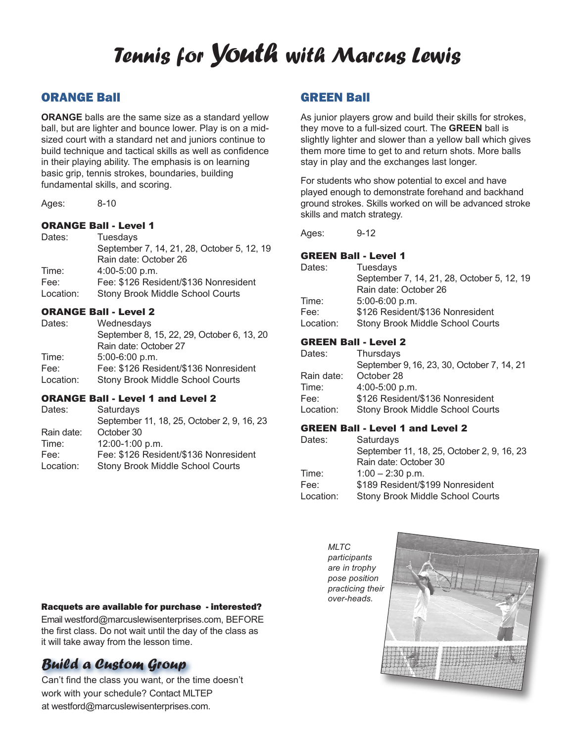# Tennis for Youth with Marcus Lewis

## ORANGE Ball

**ORANGE** balls are the same size as a standard yellow ball, but are lighter and bounce lower. Play is on a mid-sized court with a standard net and juniors continue to build technique and tactical skills as well as confidence in their playing ability. The emphasis is on learning basic grip, tennis strokes, boundaries, building fundamental skills, and scoring.

Ages: 8-10

### ORANGE Ball - Level 1

Dates: Tuesdays
September 7, 14, 21, 28, October 5, 12, 19
Rain date: October 26
Time: 4:00-5:00 p.m.
Fee: Fee: $126 Resident/$136 Nonresident
Location: Stony Brook Middle School Courts

### ORANGE Ball - Level 2

Dates: Wednesdays
September 8, 15, 22, 29, October 6, 13, 20
Rain date: October 27
Time: 5:00-6:00 p.m.
Fee: Fee: $126 Resident/$136 Nonresident
Location: Stony Brook Middle School Courts

### ORANGE Ball - Level 1 and Level 2

Dates: Saturdays
September 11, 18, 25, October 2, 9, 16, 23
Rain date: October 30
Time: 12:00-1:00 p.m.
Fee: Fee: $126 Resident/$136 Nonresident
Location: Stony Brook Middle School Courts

## GREEN Ball

As junior players grow and build their skills for strokes, they move to a full-sized court. The **GREEN** ball is slightly lighter and slower than a yellow ball which gives them more time to get to and return shots. More balls stay in play and the exchanges last longer.

For students who show potential to excel and have played enough to demonstrate forehand and backhand ground strokes. Skills worked on will be advanced stroke skills and match strategy.

Ages: 9-12

### GREEN Ball - Level 1

Dates: Tuesdays
September 7, 14, 21, 28, October 5, 12, 19
Rain date: October 26
Time: 5:00-6:00 p.m.
Fee: $126 Resident/$136 Nonresident
Location: Stony Brook Middle School Courts

### GREEN Ball - Level 2

Dates: Thursdays
September 9, 16, 23, 30, October 7, 14, 21
Rain date: October 28
Time: 4:00-5:00 p.m.
Fee: $126 Resident/$136 Nonresident
Location: Stony Brook Middle School Courts

### GREEN Ball - Level 1 and Level 2

Dates: Saturdays
September 11, 18, 25, October 2, 9, 16, 23
Rain date: October 30
Time: 1:00 – 2:30 p.m.
Fee: $189 Resident/$199 Nonresident
Location: Stony Brook Middle School Courts

*MLTC participants are in trophy pose position practicing their over-heads.*

**Racquets are available for purchase - interested?**

Email westford@marcuslewisenterprises.com, BEFORE the first class. Do not wait until the day of the class as it will take away from the lesson time.

## Build a Custom Group

Can't find the class you want, or the time doesn't work with your schedule? Contact MLTEP at westford@marcuslewisenterprises.com.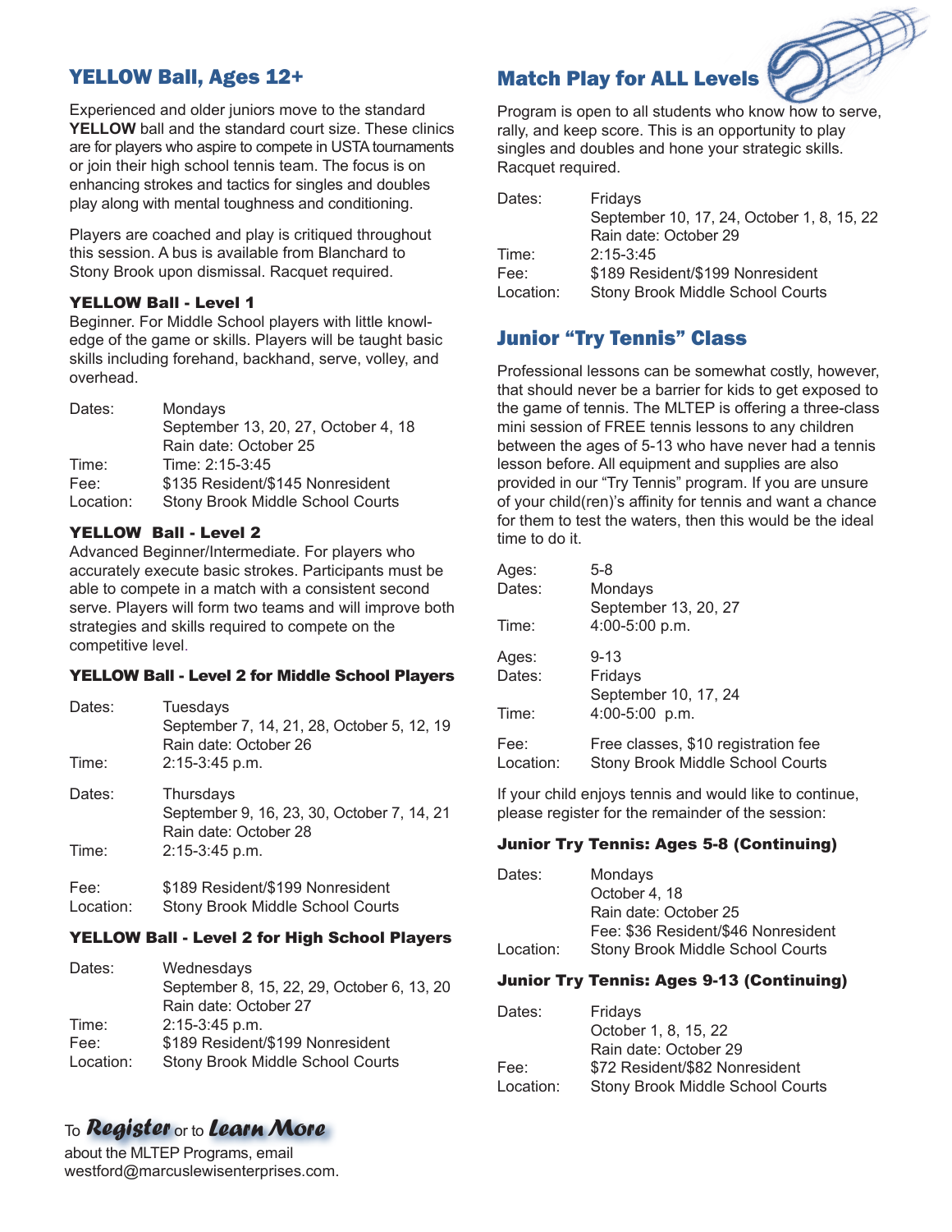## YELLOW Ball, Ages 12+

Experienced and older juniors move to the standard **YELLOW** ball and the standard court size. These clinics are for players who aspire to compete in USTA tournaments or join their high school tennis team. The focus is on enhancing strokes and tactics for singles and doubles play along with mental toughness and conditioning.

Players are coached and play is critiqued throughout this session. A bus is available from Blanchard to Stony Brook upon dismissal. Racquet required.

### YELLOW Ball - Level 1

Beginner. For Middle School players with little knowledge of the game or skills. Players will be taught basic skills including forehand, backhand, serve, volley, and overhead.

| | |
|---|---|
| Dates: | Mondays<br>September 13, 20, 27, October 4, 18<br>Rain date: October 25 |
| Time: | Time: 2:15-3:45 |
| Fee: | $135 Resident/$145 Nonresident |
| Location: | Stony Brook Middle School Courts |

### YELLOW Ball - Level 2

Advanced Beginner/Intermediate. For players who accurately execute basic strokes. Participants must be able to compete in a match with a consistent second serve. Players will form two teams and will improve both strategies and skills required to compete on the competitive level.

#### YELLOW Ball - Level 2 for Middle School Players

| | |
|---|---|
| Dates: | Tuesdays<br>September 7, 14, 21, 28, October 5, 12, 19<br>Rain date: October 26 |
| Time: | 2:15-3:45 p.m. |
| Dates: | Thursdays<br>September 9, 16, 23, 30, October 7, 14, 21<br>Rain date: October 28 |
| Time: | 2:15-3:45 p.m. |
| Fee: | $189 Resident/$199 Nonresident |
| Location: | Stony Brook Middle School Courts |

#### YELLOW Ball - Level 2 for High School Players

| | |
|---|---|
| Dates: | Wednesdays<br>September 8, 15, 22, 29, October 6, 13, 20<br>Rain date: October 27 |
| Time: | 2:15-3:45 p.m. |
| Fee: | $189 Resident/$199 Nonresident |
| Location: | Stony Brook Middle School Courts |

To ***Register*** or to ***Learn More*** about the MLTEP Programs, email westford@marcuslewisenterprises.com.

## Match Play for ALL Levels

Program is open to all students who know how to serve, rally, and keep score. This is an opportunity to play singles and doubles and hone your strategic skills. Racquet required.

| | |
|---|---|
| Dates: | Fridays<br>September 10, 17, 24, October 1, 8, 15, 22<br>Rain date: October 29 |
| Time: | 2:15-3:45 |
| Fee: | $189 Resident/$199 Nonresident |
| Location: | Stony Brook Middle School Courts |

## Junior "Try Tennis" Class

Professional lessons can be somewhat costly, however, that should never be a barrier for kids to get exposed to the game of tennis. The MLTEP is offering a three-class mini session of FREE tennis lessons to any children between the ages of 5-13 who have never had a tennis lesson before. All equipment and supplies are also provided in our "Try Tennis" program. If you are unsure of your child(ren)'s affinity for tennis and want a chance for them to test the waters, then this would be the ideal time to do it.

| | |
|---|---|
| Ages: | 5-8 |
| Dates: | Mondays<br>September 13, 20, 27 |
| Time: | 4:00-5:00 p.m. |
| Ages: | 9-13 |
| Dates: | Fridays<br>September 10, 17, 24 |
| Time: | 4:00-5:00 p.m. |
| Fee: | Free classes, $10 registration fee |
| Location: | Stony Brook Middle School Courts |

If your child enjoys tennis and would like to continue, please register for the remainder of the session:

#### Junior Try Tennis: Ages 5-8 (Continuing)

| | |
|---|---|
| Dates: | Mondays<br>October 4, 18<br>Rain date: October 25<br>Fee: $36 Resident/$46 Nonresident |
| Location: | Stony Brook Middle School Courts |

#### Junior Try Tennis: Ages 9-13 (Continuing)

| | |
|---|---|
| Dates: | Fridays<br>October 1, 8, 15, 22<br>Rain date: October 29 |
| Fee: | $72 Resident/$82 Nonresident |
| Location: | Stony Brook Middle School Courts |